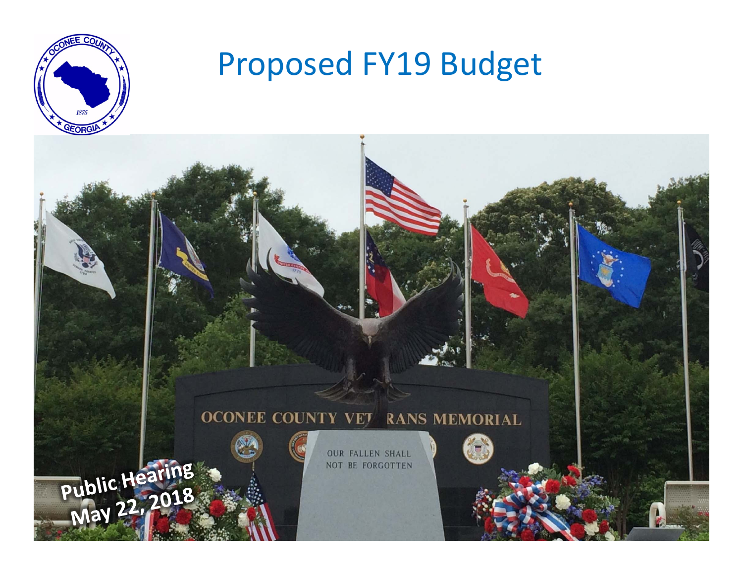# Proposed FY19 Budget

Public Hearing
May 22, 2018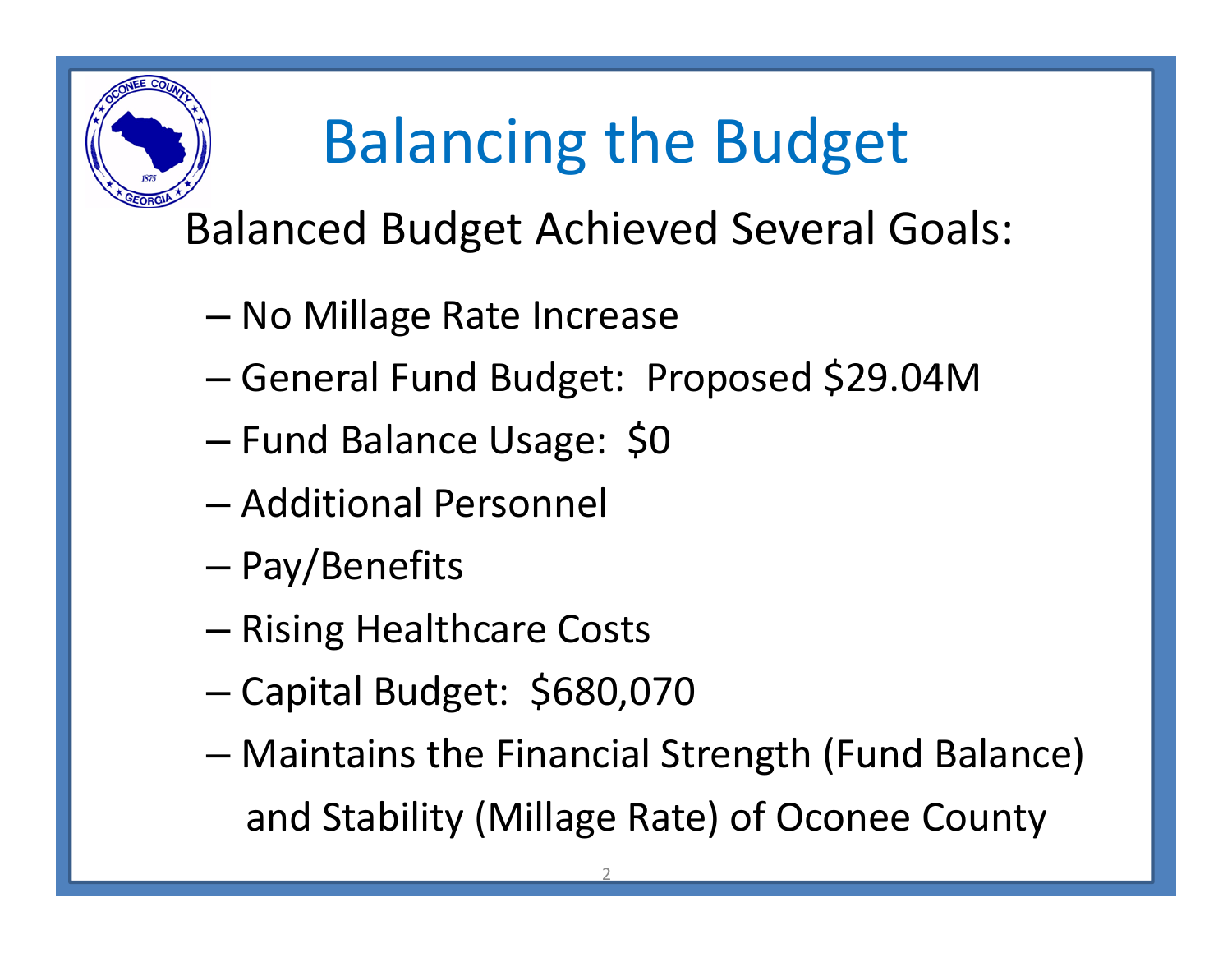# Balancing the Budget

Balanced Budget Achieved Several Goals:

- No Millage Rate Increase
- General Fund Budget: Proposed $29.04M
- Fund Balance Usage: $0
- Additional Personnel
- Pay/Benefits
- Rising Healthcare Costs
- Capital Budget: $680,070
- Maintains the Financial Strength (Fund Balance) and Stability (Millage Rate) of Oconee County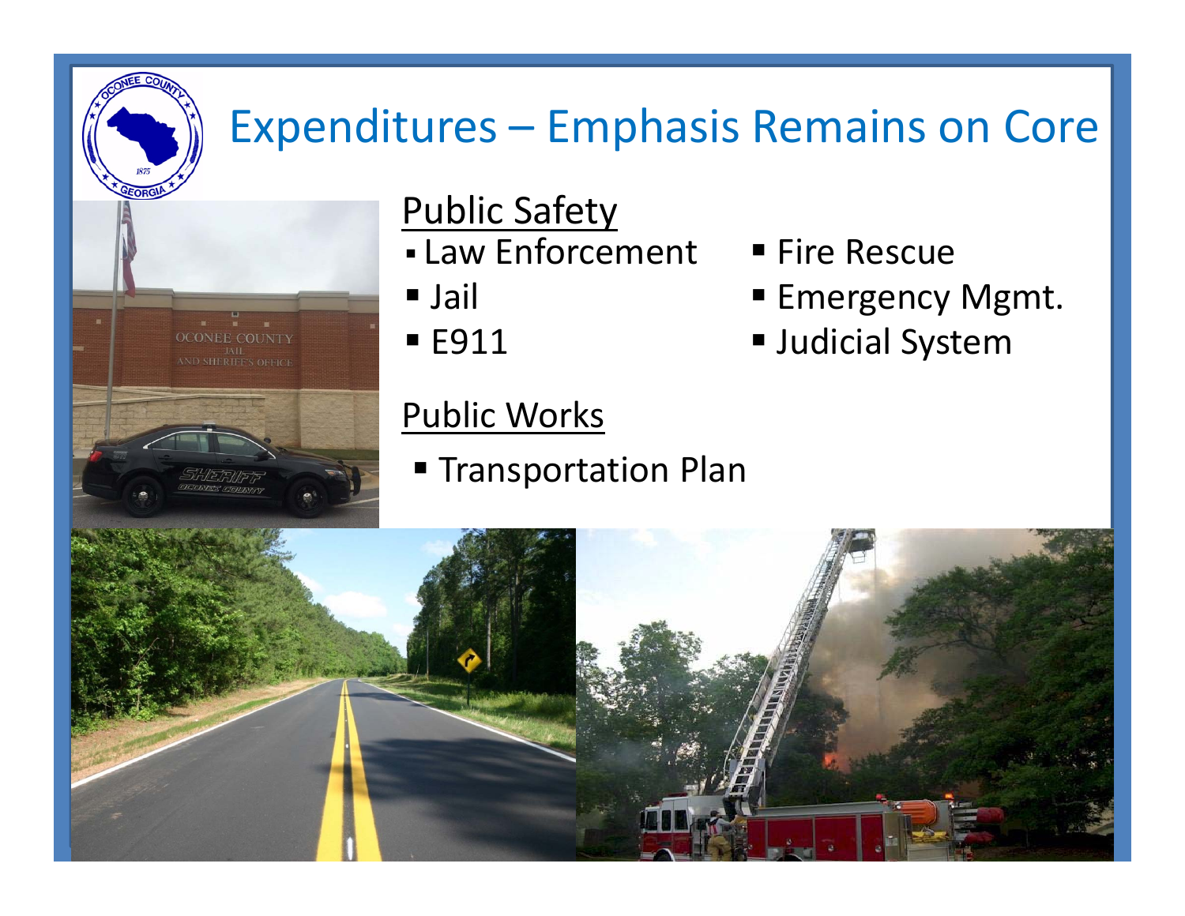# Expenditures – Emphasis Remains on Core

## Public Safety

- Law Enforcement
- Jail
- E911
- Fire Rescue
- Emergency Mgmt.
- Judicial System

## Public Works

- Transportation Plan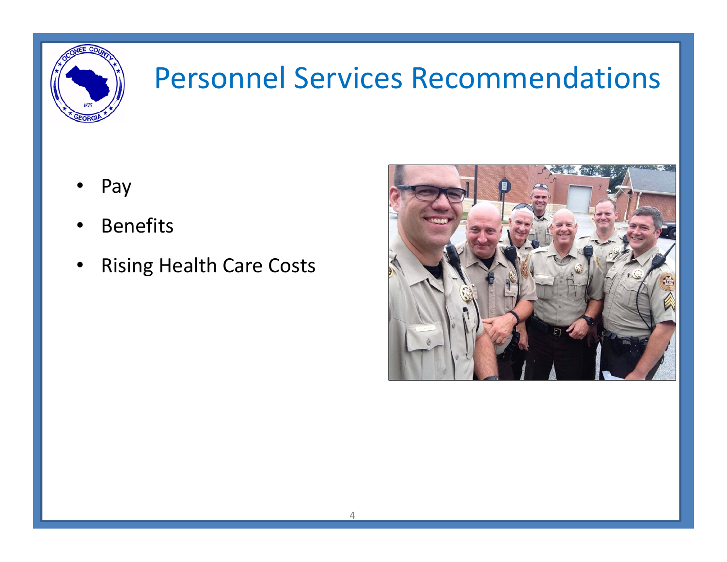# Personnel Services Recommendations

- Pay
- Benefits
- Rising Health Care Costs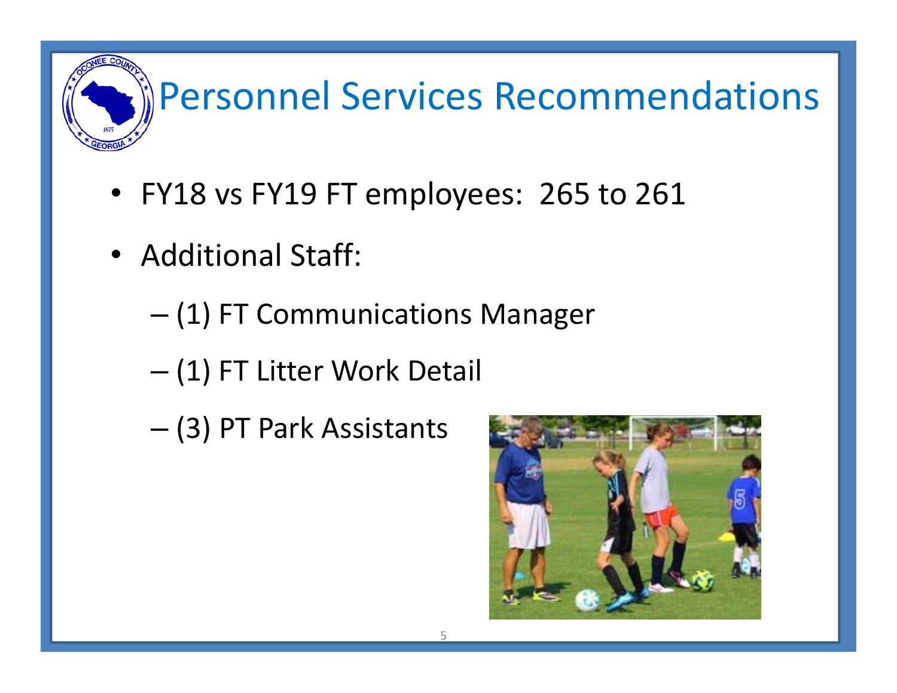# Personnel Services Recommendations

- FY18 vs FY19 FT employees: 265 to 261
- Additional Staff:
  - (1) FT Communications Manager
  - (1) FT Litter Work Detail
  - (3) PT Park Assistants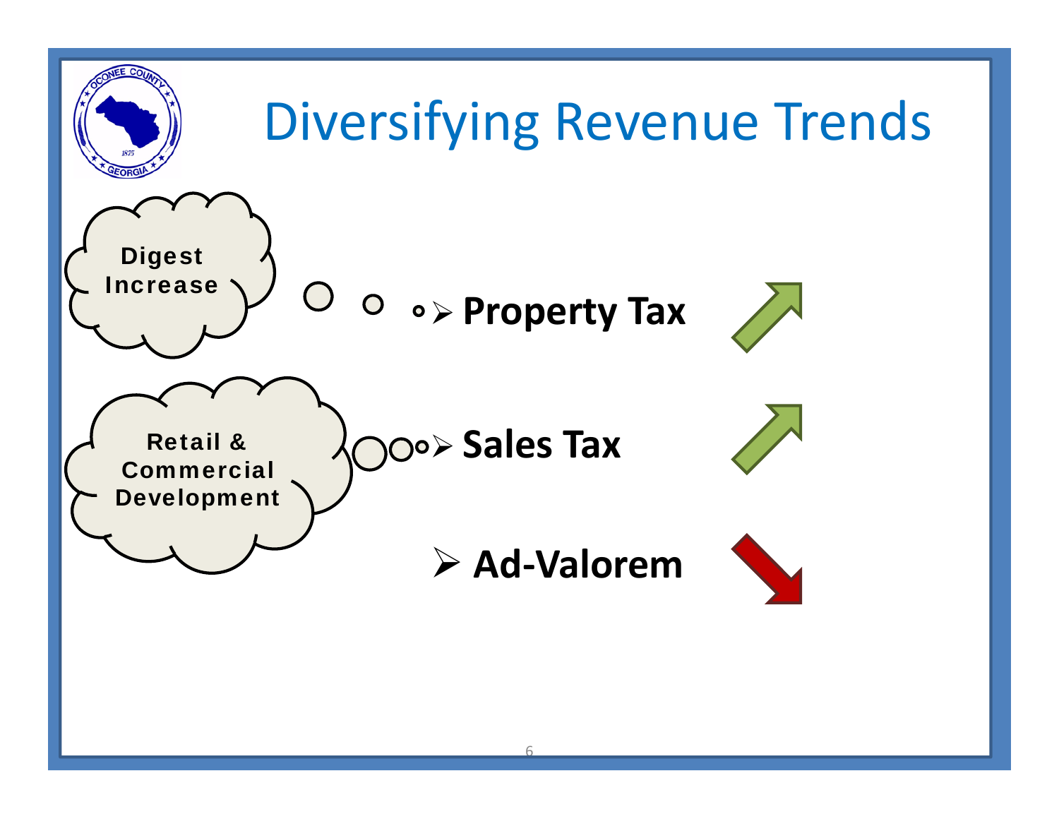# Diversifying Revenue Trends

Digest Increase

Retail & Commercial Development

- **Property Tax** ↑
- **Sales Tax** ↑
- **Ad-Valorem** ↓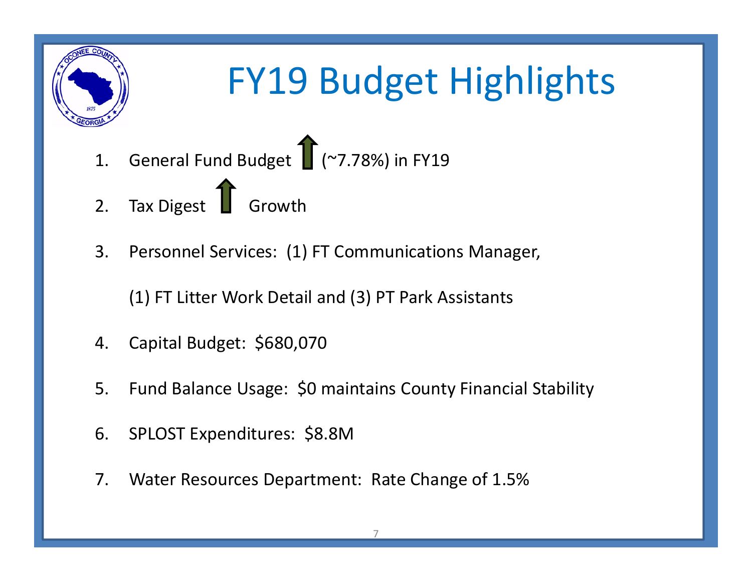# FY19 Budget Highlights

1. General Fund Budget ⬆ (~7.78%) in FY19
2. Tax Digest ⬆ Growth
3. Personnel Services: (1) FT Communications Manager,

   (1) FT Litter Work Detail and (3) PT Park Assistants
4. Capital Budget: $680,070
5. Fund Balance Usage: $0 maintains County Financial Stability
6. SPLOST Expenditures: $8.8M
7. Water Resources Department: Rate Change of 1.5%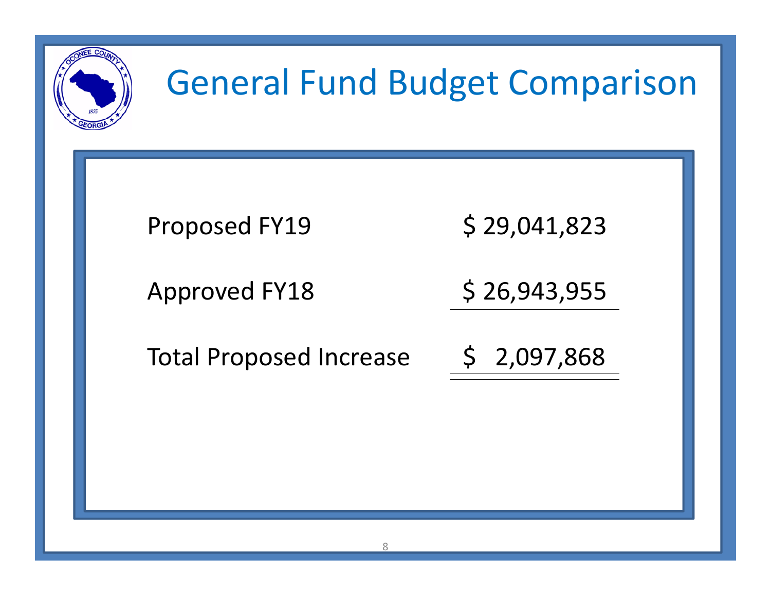# General Fund Budget Comparison

| | |
|---|---|
| Proposed FY19 | $ 29,041,823 |
| Approved FY18 | $ 26,943,955 |
| Total Proposed Increase | $ 2,097,868 |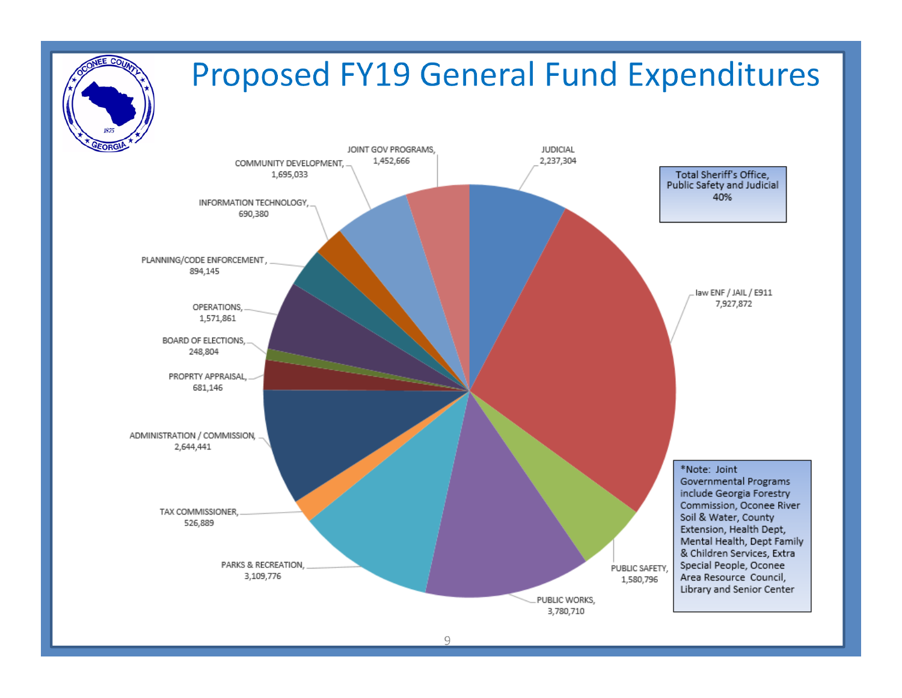# Proposed FY19 General Fund Expenditures

| Category | Amount |
|---|---|
| JUDICIAL | 2,237,304 |
| law ENF / JAIL / E911 | 7,927,872 |
| PUBLIC SAFETY | 1,580,796 |
| PUBLIC WORKS | 3,780,710 |
| PARKS & RECREATION | 3,109,776 |
| TAX COMMISSIONER | 526,889 |
| ADMINISTRATION / COMMISSION | 2,644,441 |
| PROPRTY APPRAISAL | 681,146 |
| BOARD OF ELECTIONS | 248,804 |
| OPERATIONS | 1,571,861 |
| PLANNING/CODE ENFORCEMENT | 894,145 |
| INFORMATION TECHNOLOGY | 690,380 |
| COMMUNITY DEVELOPMENT | 1,695,033 |
| JOINT GOV PROGRAMS | 1,452,666 |

Total Sheriff's Office, Public Safety and Judicial 40%

*Note: Joint Governmental Programs include Georgia Forestry Commission, Oconee River Soil & Water, County Extension, Health Dept, Mental Health, Dept Family & Children Services, Extra Special People, Oconee Area Resource Council, Library and Senior Center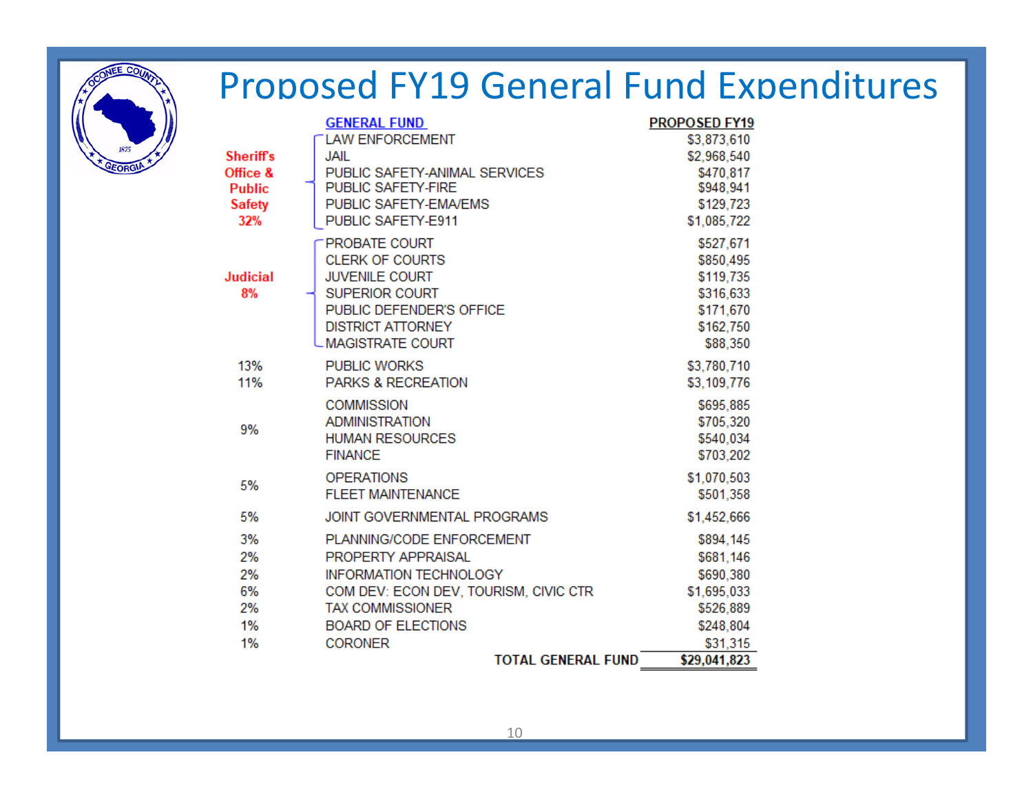# Proposed FY19 General Fund Expenditures

| | GENERAL FUND | PROPOSED FY19 |
|---|---|---|
| **Sheriff's Office & Public Safety 32%** | LAW ENFORCEMENT | $3,873,610 |
| | JAIL | $2,968,540 |
| | PUBLIC SAFETY-ANIMAL SERVICES | $470,817 |
| | PUBLIC SAFETY-FIRE | $948,941 |
| | PUBLIC SAFETY-EMA/EMS | $129,723 |
| | PUBLIC SAFETY-E911 | $1,085,722 |
| **Judicial 8%** | PROBATE COURT | $527,671 |
| | CLERK OF COURTS | $850,495 |
| | JUVENILE COURT | $119,735 |
| | SUPERIOR COURT | $316,633 |
| | PUBLIC DEFENDER'S OFFICE | $171,670 |
| | DISTRICT ATTORNEY | $162,750 |
| | MAGISTRATE COURT | $88,350 |
| 13% | PUBLIC WORKS | $3,780,710 |
| 11% | PARKS & RECREATION | $3,109,776 |
| 9% | COMMISSION | $695,885 |
| | ADMINISTRATION | $705,320 |
| | HUMAN RESOURCES | $540,034 |
| | FINANCE | $703,202 |
| 5% | OPERATIONS | $1,070,503 |
| | FLEET MAINTENANCE | $501,358 |
| 5% | JOINT GOVERNMENTAL PROGRAMS | $1,452,666 |
| 3% | PLANNING/CODE ENFORCEMENT | $894,145 |
| 2% | PROPERTY APPRAISAL | $681,146 |
| 2% | INFORMATION TECHNOLOGY | $690,380 |
| 6% | COM DEV: ECON DEV, TOURISM, CIVIC CTR | $1,695,033 |
| 2% | TAX COMMISSIONER | $526,889 |
| 1% | BOARD OF ELECTIONS | $248,804 |
| 1% | CORONER | $31,315 |
| | **TOTAL GENERAL FUND** | **$29,041,823** |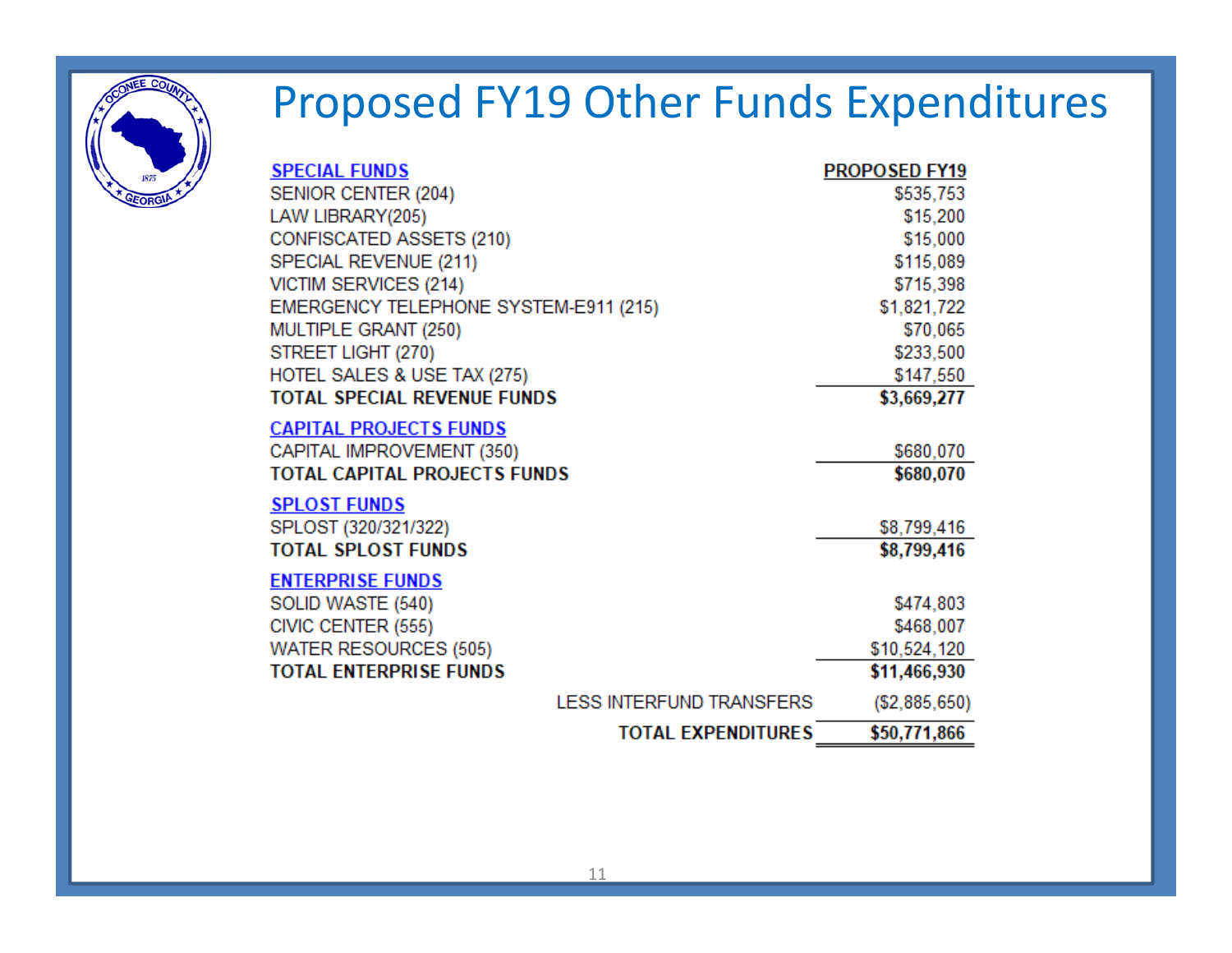# Proposed FY19 Other Funds Expenditures

| SPECIAL FUNDS | PROPOSED FY19 |
|---|---|
| SENIOR CENTER (204) | $535,753 |
| LAW LIBRARY(205) | $15,200 |
| CONFISCATED ASSETS (210) | $15,000 |
| SPECIAL REVENUE (211) | $115,089 |
| VICTIM SERVICES (214) | $715,398 |
| EMERGENCY TELEPHONE SYSTEM-E911 (215) | $1,821,722 |
| MULTIPLE GRANT (250) | $70,065 |
| STREET LIGHT (270) | $233,500 |
| HOTEL SALES & USE TAX (275) | $147,550 |
| **TOTAL SPECIAL REVENUE FUNDS** | **$3,669,277** |
| **CAPITAL PROJECTS FUNDS** | |
| CAPITAL IMPROVEMENT (350) | $680,070 |
| **TOTAL CAPITAL PROJECTS FUNDS** | **$680,070** |
| **SPLOST FUNDS** | |
| SPLOST (320/321/322) | $8,799,416 |
| **TOTAL SPLOST FUNDS** | **$8,799,416** |
| **ENTERPRISE FUNDS** | |
| SOLID WASTE (540) | $474,803 |
| CIVIC CENTER (555) | $468,007 |
| WATER RESOURCES (505) | $10,524,120 |
| **TOTAL ENTERPRISE FUNDS** | **$11,466,930** |
| LESS INTERFUND TRANSFERS | ($2,885,650) |
| **TOTAL EXPENDITURES** | **$50,771,866** |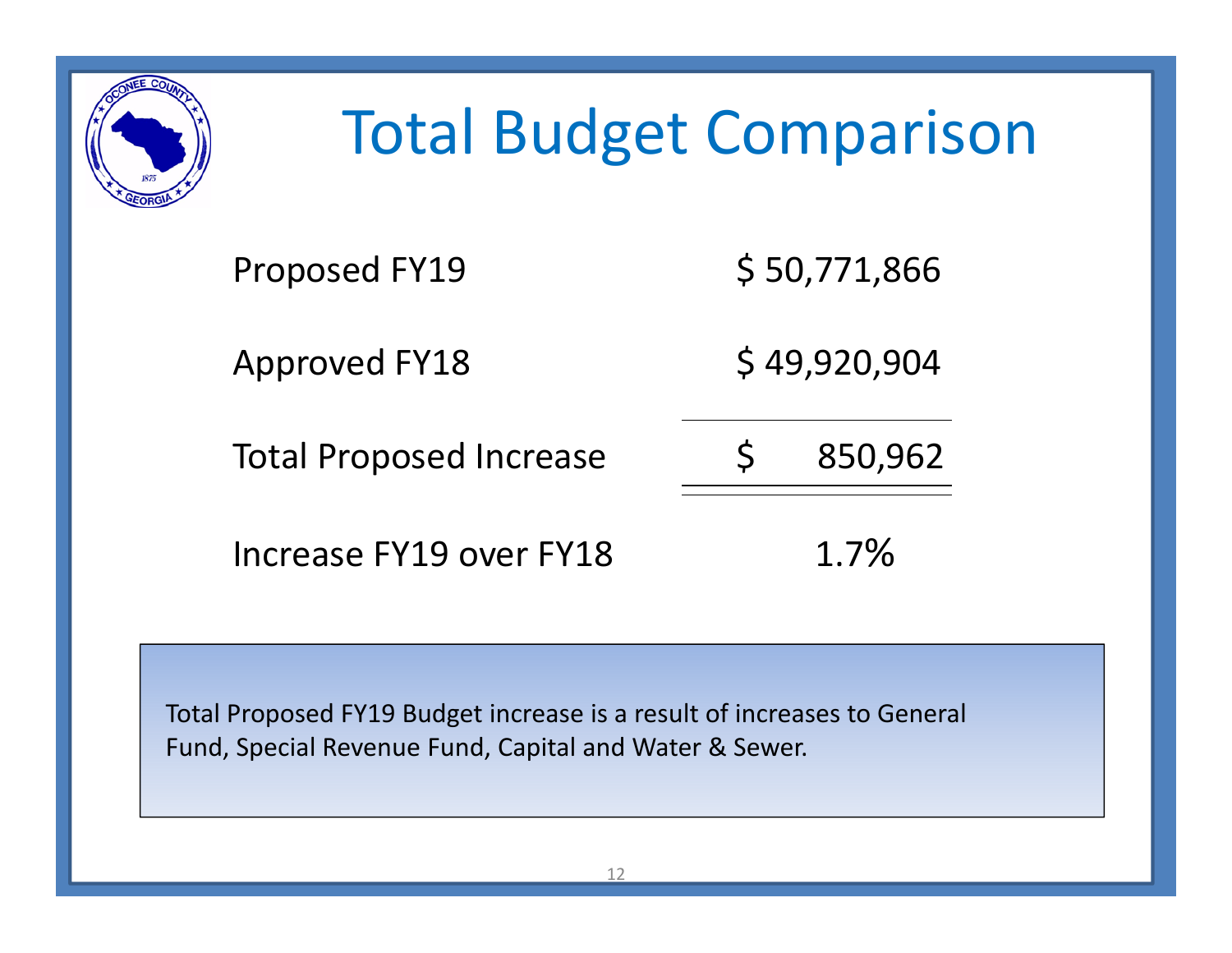# Total Budget Comparison

| | |
|---|---|
| Proposed FY19 | $ 50,771,866 |
| Approved FY18 | $ 49,920,904 |
| Total Proposed Increase | $ 850,962 |
| Increase FY19 over FY18 | 1.7% |

Total Proposed FY19 Budget increase is a result of increases to General Fund, Special Revenue Fund, Capital and Water & Sewer.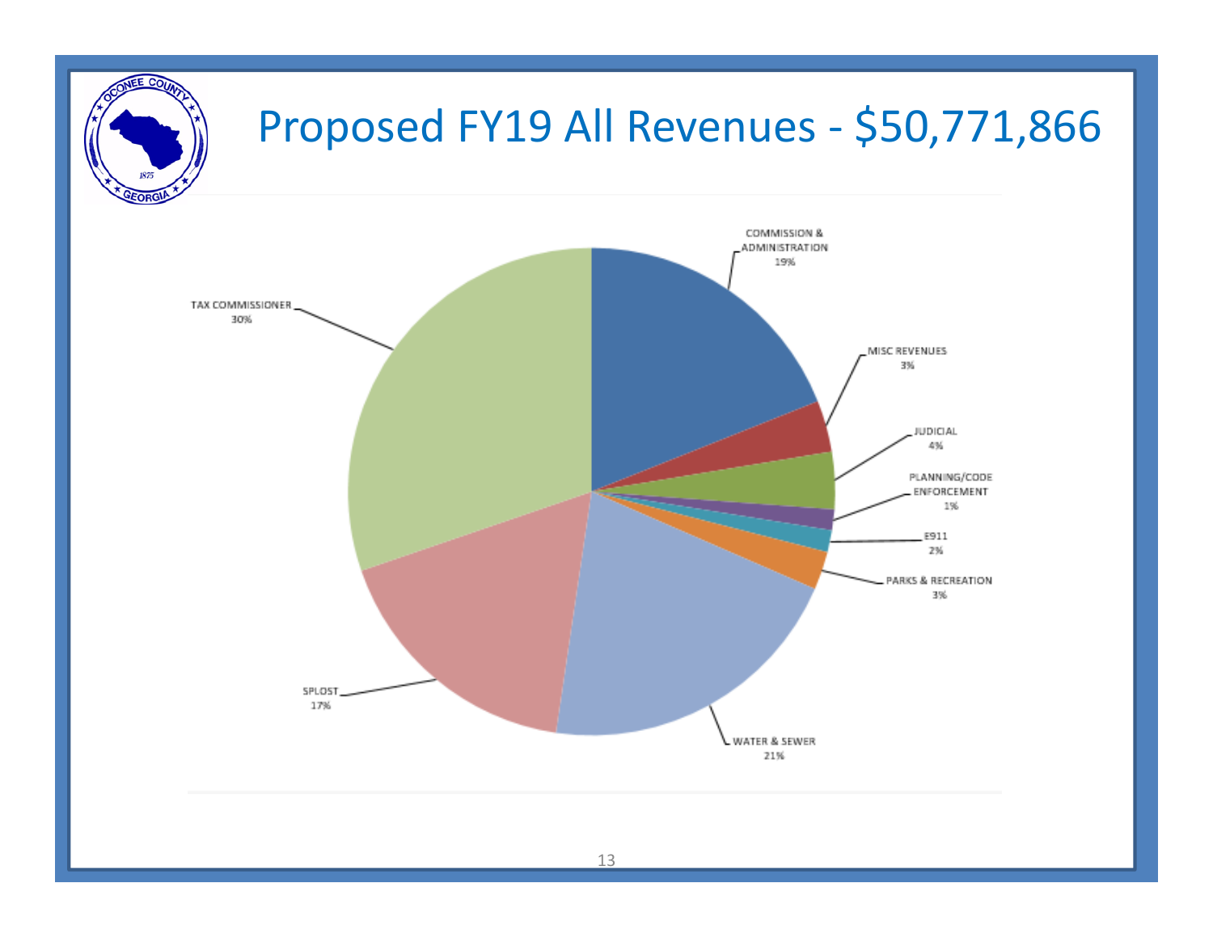# Proposed FY19 All Revenues - $50,771,866

| Category | Percentage |
|---|---|
| COMMISSION & ADMINISTRATION | 19% |
| MISC REVENUES | 3% |
| JUDICIAL | 4% |
| PLANNING/CODE ENFORCEMENT | 1% |
| E911 | 2% |
| PARKS & RECREATION | 3% |
| WATER & SEWER | 21% |
| SPLOST | 17% |
| TAX COMMISSIONER | 30% |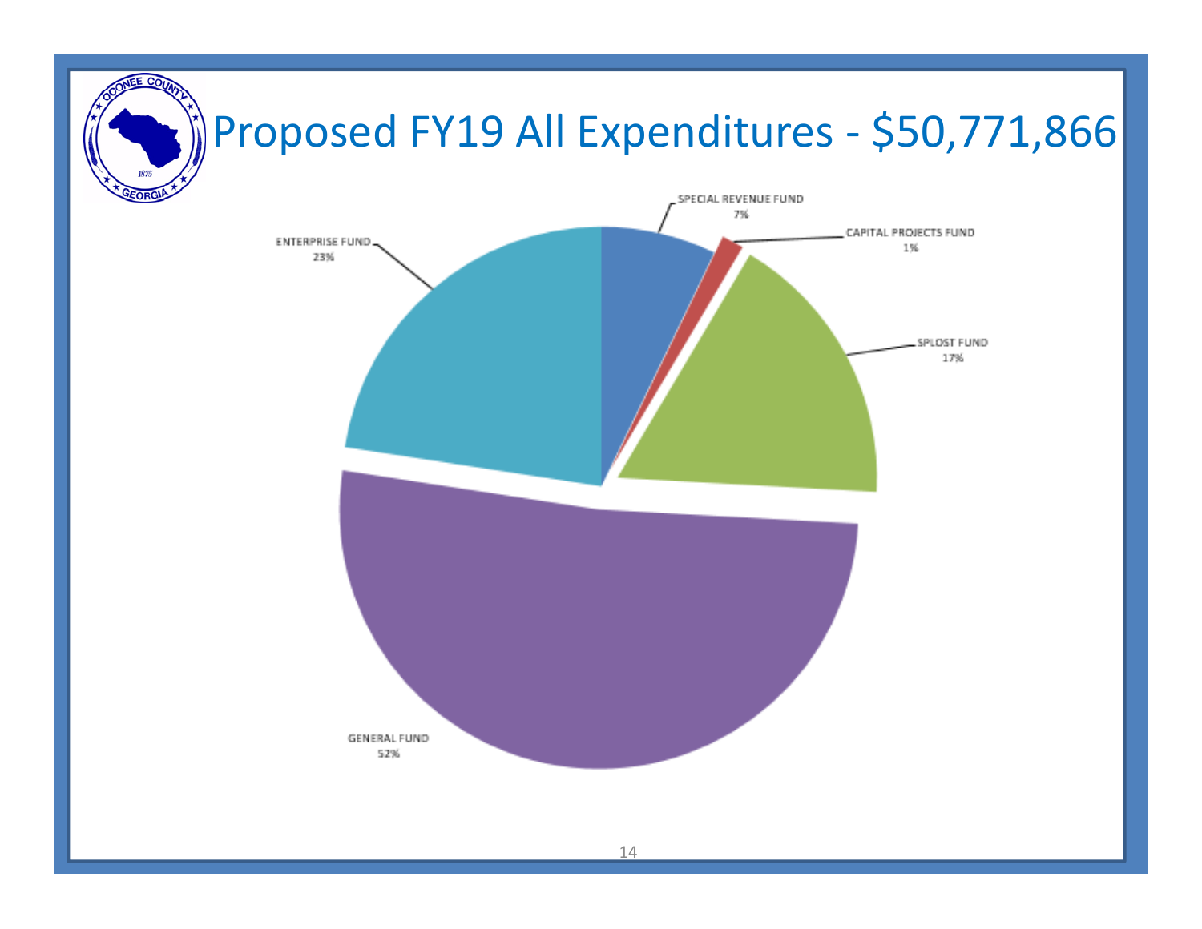# Proposed FY19 All Expenditures - $50,771,866

SPECIAL REVENUE FUND
7%

CAPITAL PROJECTS FUND
1%

SPLOST FUND
17%

GENERAL FUND
52%

ENTERPRISE FUND
23%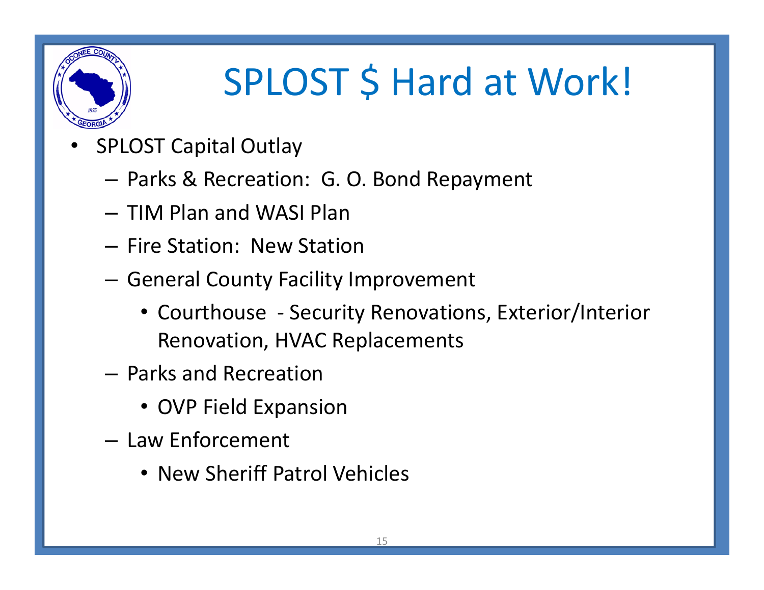# SPLOST $ Hard at Work!

- SPLOST Capital Outlay
  - Parks & Recreation: G. O. Bond Repayment
  - TIM Plan and WASI Plan
  - Fire Station: New Station
  - General County Facility Improvement
    - Courthouse - Security Renovations, Exterior/Interior Renovation, HVAC Replacements
  - Parks and Recreation
    - OVP Field Expansion
  - Law Enforcement
    - New Sheriff Patrol Vehicles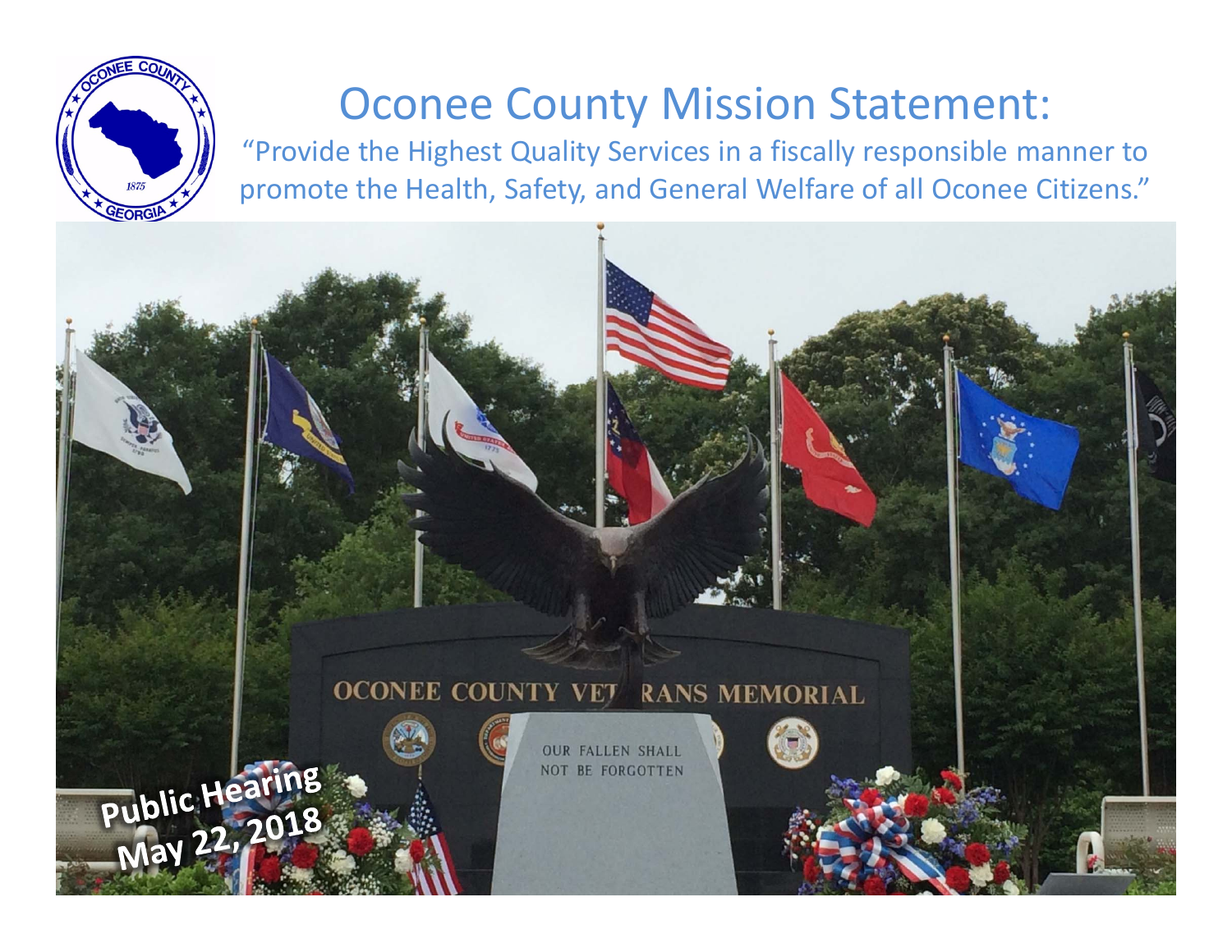# Oconee County Mission Statement:

"Provide the Highest Quality Services in a fiscally responsible manner to promote the Health, Safety, and General Welfare of all Oconee Citizens."

Public Hearing
May 22, 2018